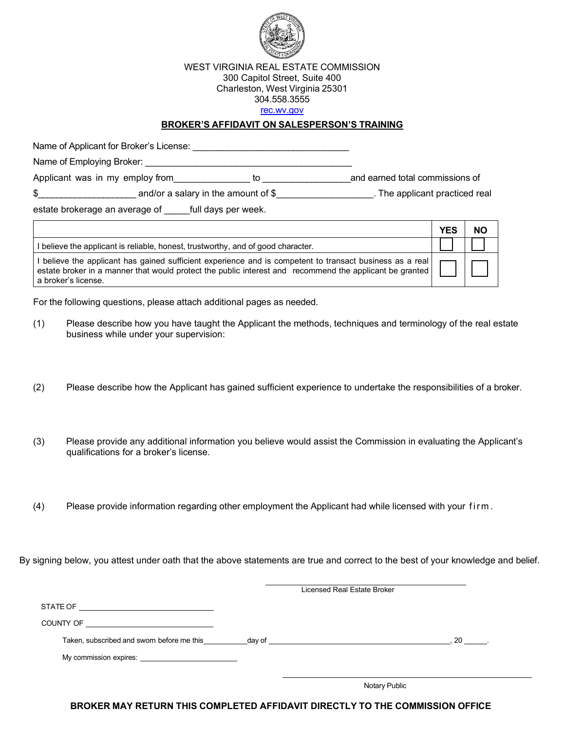WEST VIRGINIA REAL ESTATE COMMISSION
300 Capitol Street, Suite 400
Charleston, West Virginia 25301
304.558.3555
rec.wv.gov

## BROKER'S AFFIDAVIT ON SALESPERSON'S TRAINING

Name of Applicant for Broker's License: _______________________________

Name of Employing Broker: ________________________________________

Applicant was in my employ from_______________ to _________________and earned total commissions of $___________________ and/or a salary in the amount of $___________________. The applicant practiced real estate brokerage an average of _____full days per week.

| | YES | NO |
|---|---|---|
| I believe the applicant is reliable, honest, trustworthy, and of good character. | ☐ | ☐ |
| I believe the applicant has gained sufficient experience and is competent to transact business as a real estate broker in a manner that would protect the public interest and recommend the applicant be granted a broker's license. | ☐ | ☐ |

For the following questions, please attach additional pages as needed.

(1) Please describe how you have taught the Applicant the methods, techniques and terminology of the real estate business while under your supervision:

(2) Please describe how the Applicant has gained sufficient experience to undertake the responsibilities of a broker.

(3) Please provide any additional information you believe would assist the Commission in evaluating the Applicant's qualifications for a broker's license.

(4) Please provide information regarding other employment the Applicant had while licensed with your firm.

By signing below, you attest under oath that the above statements are true and correct to the best of your knowledge and belief.

_______________________________
Licensed Real Estate Broker

STATE OF _______________________________

COUNTY OF _______________________________

Taken, subscribed and sworn before me this___________day of _______________________________, 20 _____.

My commission expires: _______________________

_______________________________
Notary Public

**BROKER MAY RETURN THIS COMPLETED AFFIDAVIT DIRECTLY TO THE COMMISSION OFFICE**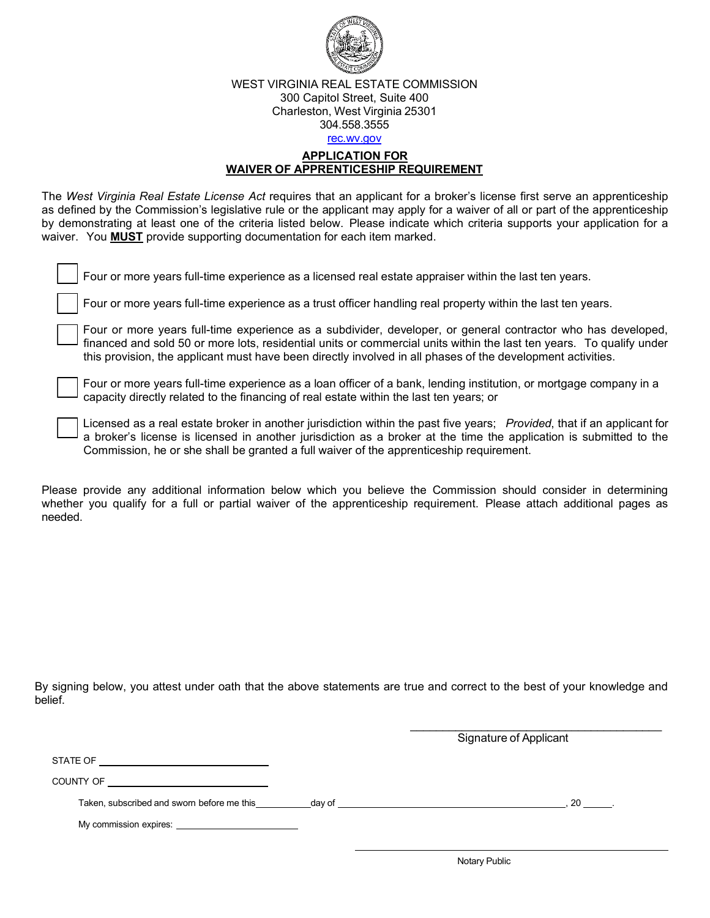WEST VIRGINIA REAL ESTATE COMMISSION
300 Capitol Street, Suite 400
Charleston, West Virginia 25301
304.558.3555
rec.wv.gov

## APPLICATION FOR WAIVER OF APPRENTICESHIP REQUIREMENT

The *West Virginia Real Estate License Act* requires that an applicant for a broker's license first serve an apprenticeship as defined by the Commission's legislative rule or the applicant may apply for a waiver of all or part of the apprenticeship by demonstrating at least one of the criteria listed below. Please indicate which criteria supports your application for a waiver. You **MUST** provide supporting documentation for each item marked.

- ☐ Four or more years full-time experience as a licensed real estate appraiser within the last ten years.
- ☐ Four or more years full-time experience as a trust officer handling real property within the last ten years.
- ☐ Four or more years full-time experience as a subdivider, developer, or general contractor who has developed, financed and sold 50 or more lots, residential units or commercial units within the last ten years. To qualify under this provision, the applicant must have been directly involved in all phases of the development activities.
- ☐ Four or more years full-time experience as a loan officer of a bank, lending institution, or mortgage company in a capacity directly related to the financing of real estate within the last ten years; or
- ☐ Licensed as a real estate broker in another jurisdiction within the past five years; *Provided*, that if an applicant for a broker's license is licensed in another jurisdiction as a broker at the time the application is submitted to the Commission, he or she shall be granted a full waiver of the apprenticeship requirement.

Please provide any additional information below which you believe the Commission should consider in determining whether you qualify for a full or partial waiver of the apprenticeship requirement. Please attach additional pages as needed.

By signing below, you attest under oath that the above statements are true and correct to the best of your knowledge and belief.

\_\_\_\_\_\_\_\_\_\_\_\_\_\_\_\_\_\_\_\_\_\_\_\_\_\_\_\_\_\_\_\_\_\_\_\_\_\_
Signature of Applicant

STATE OF \_\_\_\_\_\_\_\_\_\_\_\_\_\_\_\_\_\_\_\_\_\_\_\_\_\_

COUNTY OF \_\_\_\_\_\_\_\_\_\_\_\_\_\_\_\_\_\_\_\_\_\_\_\_\_\_

Taken, subscribed and sworn before me this \_\_\_\_\_\_\_\_\_\_ day of \_\_\_\_\_\_\_\_\_\_\_\_\_\_\_\_\_\_\_\_\_\_\_\_\_\_\_\_\_\_\_\_\_\_\_\_, 20 \_\_\_\_\_.

My commission expires: \_\_\_\_\_\_\_\_\_\_\_\_\_\_\_\_\_\_\_\_\_\_

\_\_\_\_\_\_\_\_\_\_\_\_\_\_\_\_\_\_\_\_\_\_\_\_\_\_\_\_\_\_\_\_\_\_\_\_\_\_
Notary Public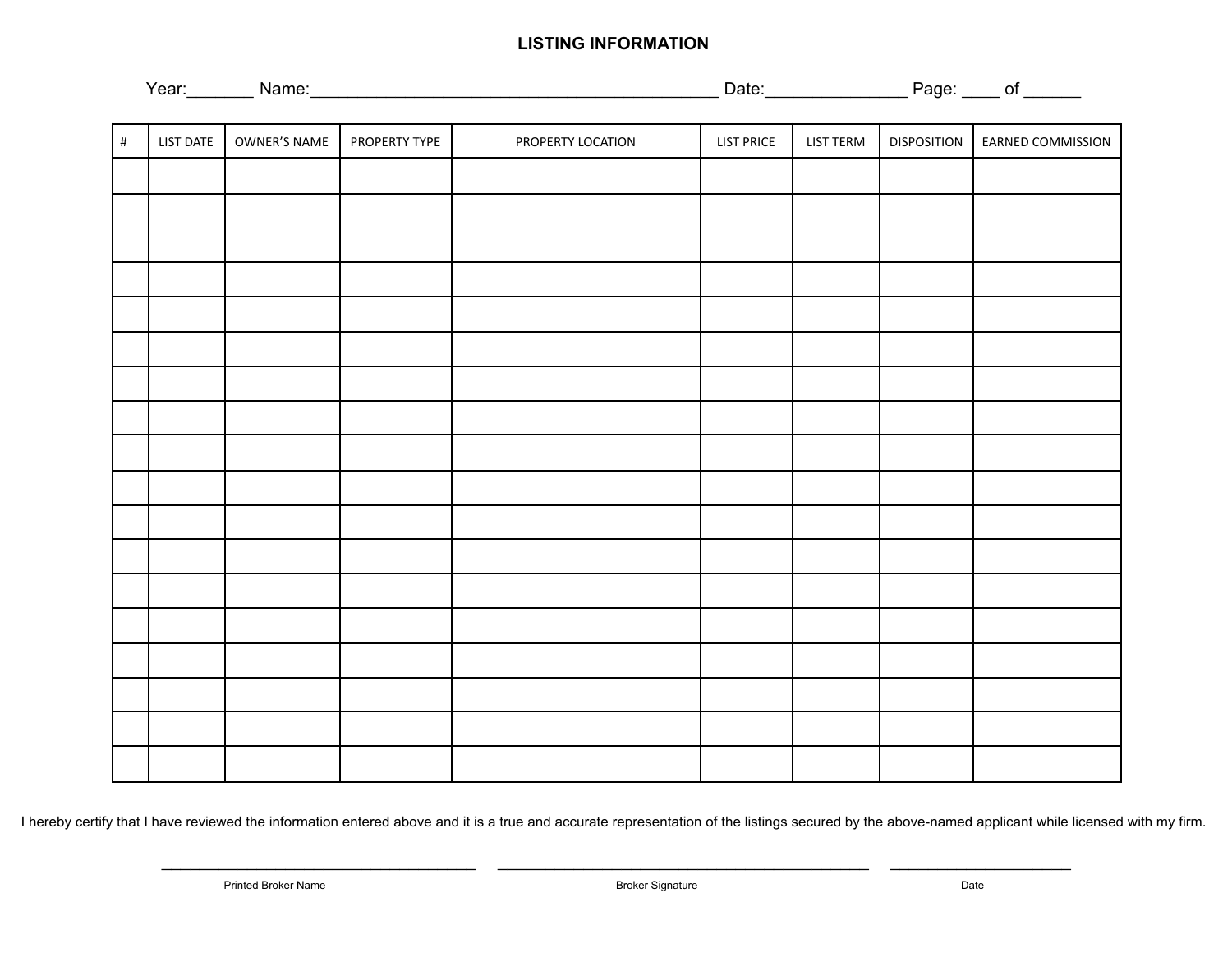# LISTING INFORMATION

Year:_______ Name:___________________________________________ Date:______________ Page: ____ of ______

| # | LIST DATE | OWNER'S NAME | PROPERTY TYPE | PROPERTY LOCATION | LIST PRICE | LIST TERM | DISPOSITION | EARNED COMMISSION |
|---|---|---|---|---|---|---|---|---|
| | | | | | | | | |
| | | | | | | | | |
| | | | | | | | | |
| | | | | | | | | |
| | | | | | | | | |
| | | | | | | | | |
| | | | | | | | | |
| | | | | | | | | |
| | | | | | | | | |
| | | | | | | | | |
| | | | | | | | | |
| | | | | | | | | |
| | | | | | | | | |
| | | | | | | | | |
| | | | | | | | | |
| | | | | | | | | |
| | | | | | | | | |
| | | | | | | | | |

I hereby certify that I have reviewed the information entered above and it is a true and accurate representation of the listings secured by the above-named applicant while licensed with my firm.

_______________________________________ Printed Broker Name

_______________________________________ Broker Signature

_______________________ Date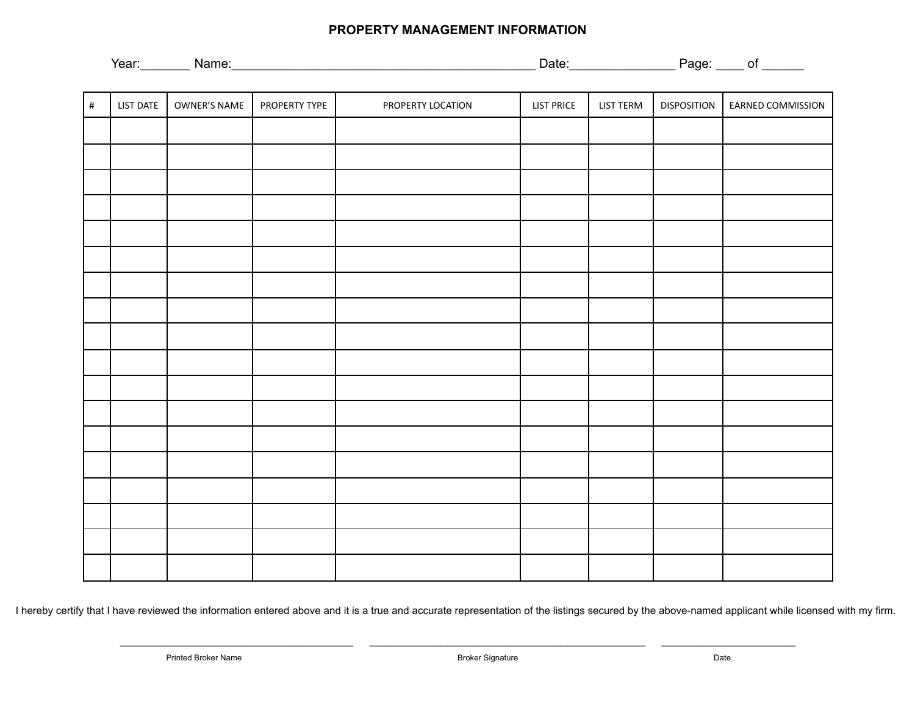# PROPERTY MANAGEMENT INFORMATION

Year:_______ Name:___________________________________________ Date:_______________ Page: ____ of ______

| # | LIST DATE | OWNER'S NAME | PROPERTY TYPE | PROPERTY LOCATION | LIST PRICE | LIST TERM | DISPOSITION | EARNED COMMISSION |
|---|---|---|---|---|---|---|---|---|
| | | | | | | | | |
| | | | | | | | | |
| | | | | | | | | |
| | | | | | | | | |
| | | | | | | | | |
| | | | | | | | | |
| | | | | | | | | |
| | | | | | | | | |
| | | | | | | | | |
| | | | | | | | | |
| | | | | | | | | |
| | | | | | | | | |
| | | | | | | | | |
| | | | | | | | | |
| | | | | | | | | |
| | | | | | | | | |
| | | | | | | | | |
| | | | | | | | | |

I hereby certify that I have reviewed the information entered above and it is a true and accurate representation of the listings secured by the above-named applicant while licensed with my firm.

________________________________________ ________________________________________________ _______________________

Printed Broker Name | Broker Signature | Date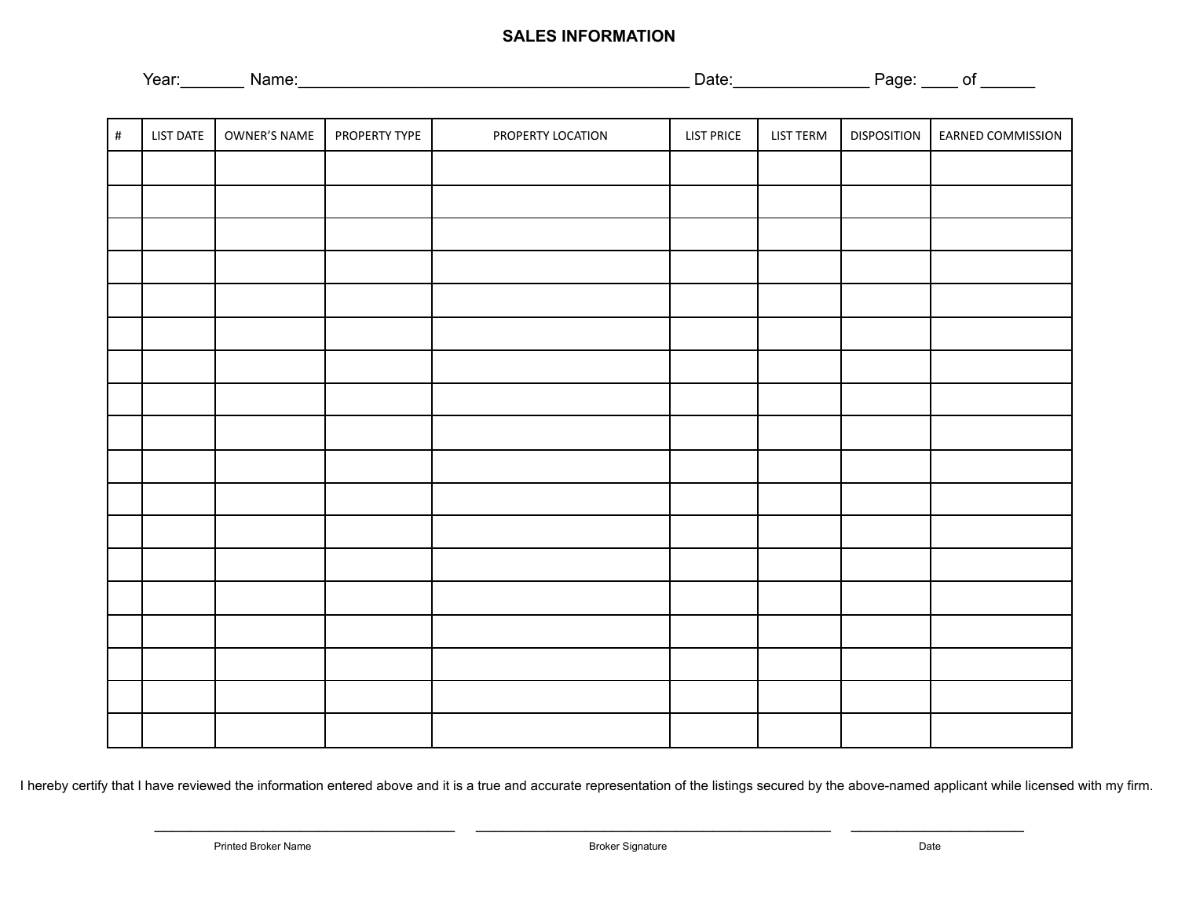# SALES INFORMATION

Year:_______ Name:_________________________________________ Date:_______________ Page: ____ of ______

| # | LIST DATE | OWNER'S NAME | PROPERTY TYPE | PROPERTY LOCATION | LIST PRICE | LIST TERM | DISPOSITION | EARNED COMMISSION |
|---|---|---|---|---|---|---|---|---|
| | | | | | | | | |
| | | | | | | | | |
| | | | | | | | | |
| | | | | | | | | |
| | | | | | | | | |
| | | | | | | | | |
| | | | | | | | | |
| | | | | | | | | |
| | | | | | | | | |
| | | | | | | | | |
| | | | | | | | | |
| | | | | | | | | |
| | | | | | | | | |
| | | | | | | | | |
| | | | | | | | | |
| | | | | | | | | |
| | | | | | | | | |
| | | | | | | | | |

I hereby certify that I have reviewed the information entered above and it is a true and accurate representation of the listings secured by the above-named applicant while licensed with my firm.

_______________________________________ ______________________________________________ _______________________

Printed Broker Name | Broker Signature | Date